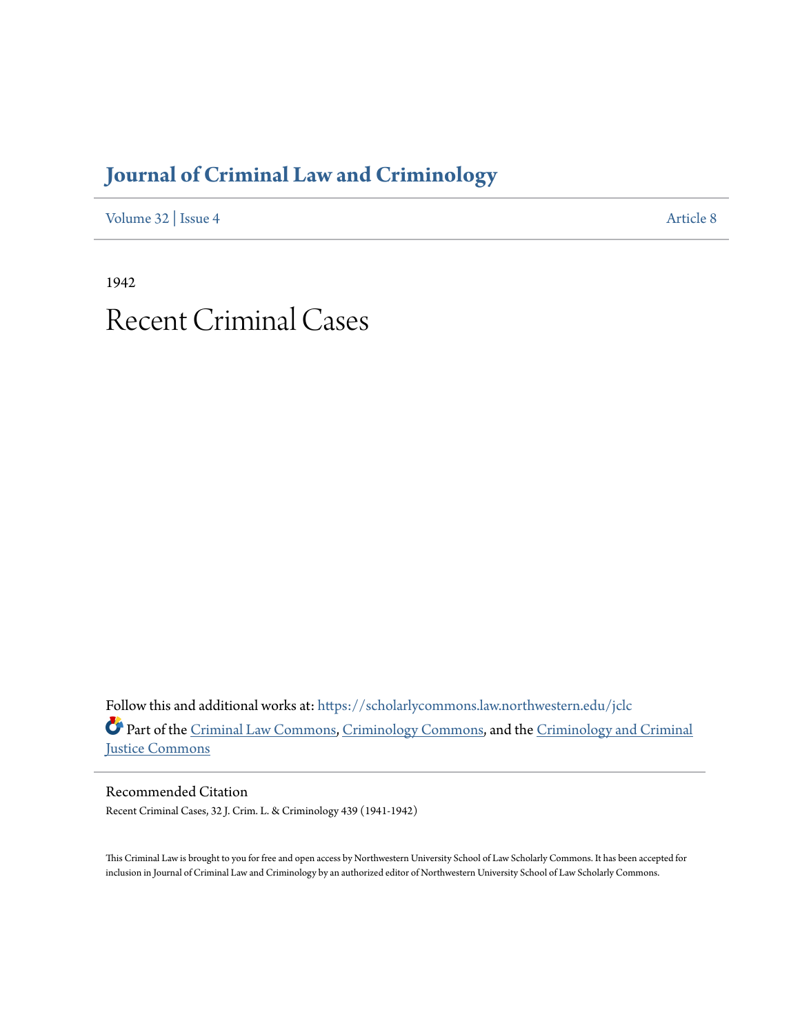# Journal of Criminal Law and Criminology

Volume 32 | Issue 4 Article 8

1942

# Recent Criminal Cases

Follow this and additional works at: https://scholarlycommons.law.northwestern.edu/jclc

Part of the Criminal Law Commons, Criminology Commons, and the Criminology and Criminal Justice Commons

## Recommended Citation

Recent Criminal Cases, 32 J. Crim. L. & Criminology 439 (1941-1942)

This Criminal Law is brought to you for free and open access by Northwestern University School of Law Scholarly Commons. It has been accepted for inclusion in Journal of Criminal Law and Criminology by an authorized editor of Northwestern University School of Law Scholarly Commons.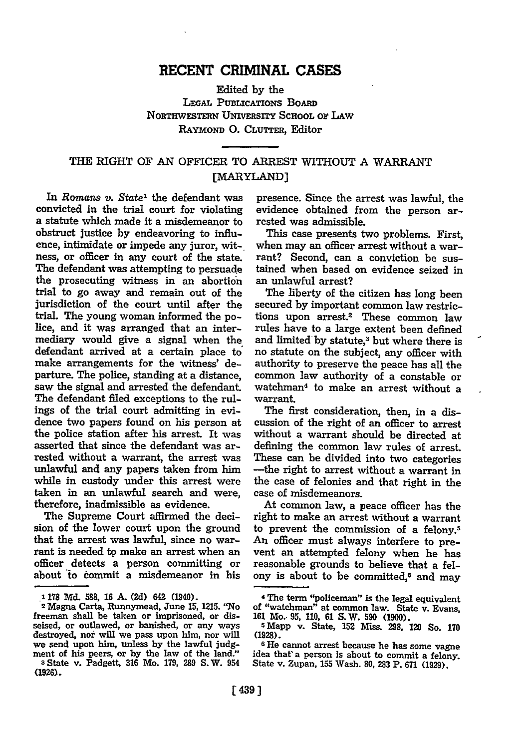# RECENT CRIMINAL CASES

Edited by the
LEGAL PUBLICATIONS BOARD
NORTHWESTERN UNIVERSITY SCHOOL OF LAW
RAYMOND O. CLUTTER, Editor

## THE RIGHT OF AN OFFICER TO ARREST WITHOUT A WARRANT [MARYLAND]

In *Romans v. State*[1] the defendant was convicted in the trial court for violating a statute which made it a misdemeanor to obstruct justice by endeavoring to influence, intimidate or impede any juror, witness, or officer in any court of the state. The defendant was attempting to persuade the prosecuting witness in an abortion trial to go away and remain out of the jurisdiction of the court until after the trial. The young woman informed the police, and it was arranged that an intermediary would give a signal when the defendant arrived at a certain place to make arrangements for the witness' departure. The police, standing at a distance, saw the signal and arrested the defendant. The defendant filed exceptions to the rulings of the trial court admitting in evidence two papers found on his person at the police station after his arrest. It was asserted that since the defendant was arrested without a warrant, the arrest was unlawful and any papers taken from him while in custody under this arrest were taken in an unlawful search and were, therefore, inadmissible as evidence.

The Supreme Court affirmed the decision of the lower court upon the ground that the arrest was lawful, since no warrant is needed to make an arrest when an officer detects a person committing or about to commit a misdemeanor in his presence. Since the arrest was lawful, the evidence obtained from the person arrested was admissible.

This case presents two problems. First, when may an officer arrest without a warrant? Second, can a conviction be sustained when based on evidence seized in an unlawful arrest?

The liberty of the citizen has long been secured by important common law restrictions upon arrest.[2] These common law rules have to a large extent been defined and limited by statute,[3] but where there is no statute on the subject, any officer with authority to preserve the peace has all the common law authority of a constable or watchman[4] to make an arrest without a warrant.

The first consideration, then, in a discussion of the right of an officer to arrest without a warrant should be directed at defining the common law rules of arrest. These can be divided into two categories—the right to arrest without a warrant in the case of felonies and that right in the case of misdemeanors.

At common law, a peace officer has the right to make an arrest without a warrant to prevent the commission of a felony.[5] An officer must always interfere to prevent an attempted felony when he has reasonable grounds to believe that a felony is about to be committed,[6] and may

---

[1] 178 Md. 588, 16 A. (2d) 642 (1940).

[2] Magna Carta, Runnymead, June 15, 1215. "No freeman shall be taken or imprisoned, or disseised, or outlawed, or banished, or any ways destroyed, nor will we pass upon him, nor will we send upon him, unless by the lawful judgment of his peers, or by the law of the land."

[3] State v. Padgett, 316 Mo. 179, 289 S. W. 954 (1926).

[4] The term "policeman" is the legal equivalent of "watchman" at common law. State v. Evans, 161 Mo. 95, 110, 61 S. W. 590 (1900).

[5] Mapp v. State, 152 Miss. 298, 120 So. 170 (1928).

[6] He cannot arrest because he has some vague idea that a person is about to commit a felony. State v. Zupan, 155 Wash. 80, 283 P. 671 (1929).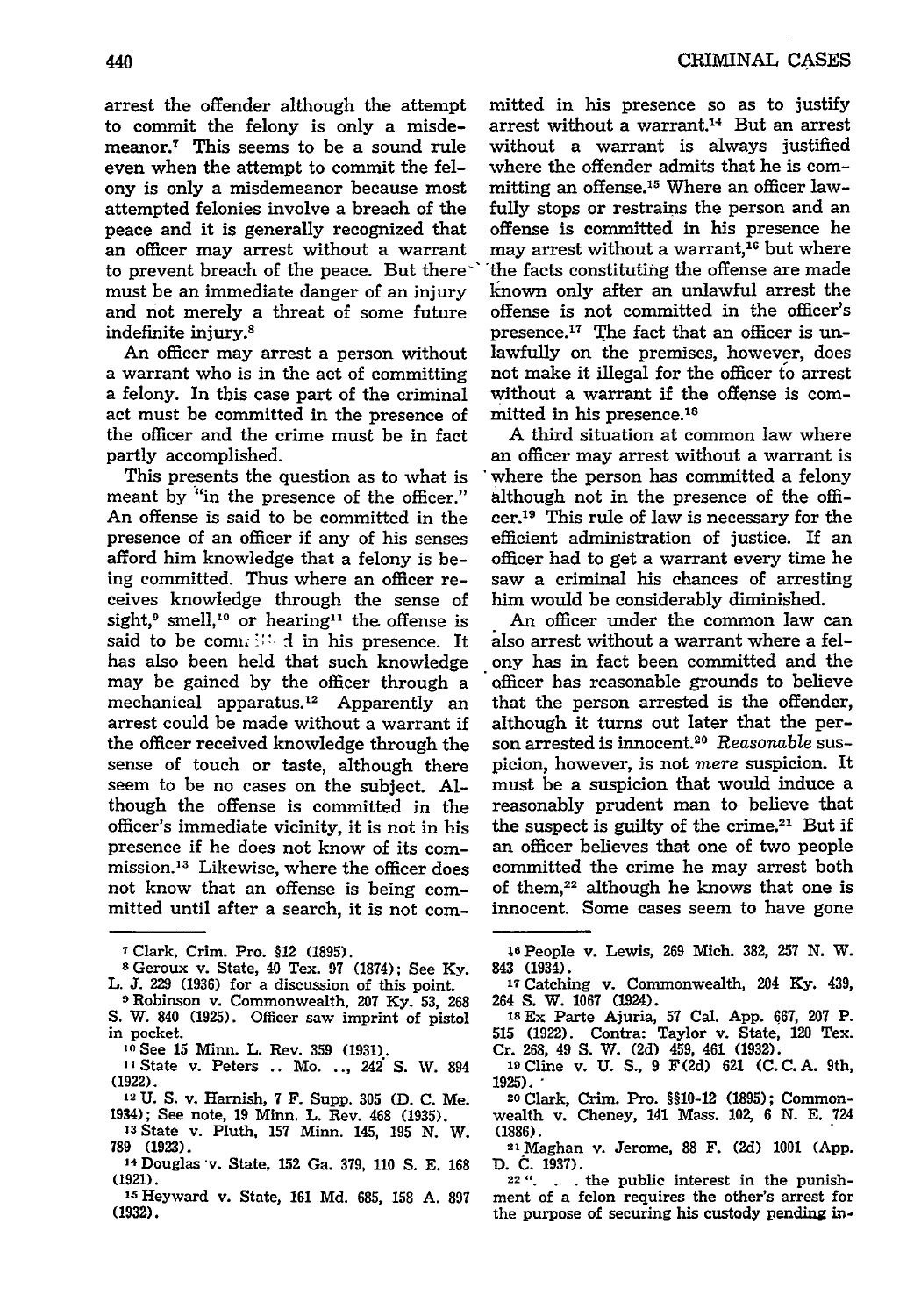arrest the offender although the attempt to commit the felony is only a misdemeanor.[7] This seems to be a sound rule even when the attempt to commit the felony is only a misdemeanor because most attempted felonies involve a breach of the peace and it is generally recognized that an officer may arrest without a warrant to prevent breach of the peace. But there must be an immediate danger of an injury and not merely a threat of some future indefinite injury.[8]

An officer may arrest a person without a warrant who is in the act of committing a felony. In this case part of the criminal act must be committed in the presence of the officer and the crime must be in fact partly accomplished.

This presents the question as to what is meant by "in the presence of the officer." An offense is said to be committed in the presence of an officer if any of his senses afford him knowledge that a felony is being committed. Thus where an officer receives knowledge through the sense of sight,[9] smell,[10] or hearing[11] the offense is said to be committed in his presence. It has also been held that such knowledge may be gained by the officer through a mechanical apparatus.[12] Apparently an arrest could be made without a warrant if the officer received knowledge through the sense of touch or taste, although there seem to be no cases on the subject. Although the offense is committed in the officer's immediate vicinity, it is not in his presence if he does not know of its commission.[13] Likewise, where the officer does not know that an offense is being committed until after a search, it is not committed in his presence so as to justify arrest without a warrant.[14] But an arrest without a warrant is always justified where the offender admits that he is committing an offense.[15] Where an officer lawfully stops or restrains the person and an offense is committed in his presence he may arrest without a warrant,[16] but where the facts constituting the offense are made known only after an unlawful arrest the offense is not committed in the officer's presence.[17] The fact that an officer is unlawfully on the premises, however, does not make it illegal for the officer to arrest without a warrant if the offense is committed in his presence.[18]

A third situation at common law where an officer may arrest without a warrant is where the person has committed a felony although not in the presence of the officer.[19] This rule of law is necessary for the efficient administration of justice. If an officer had to get a warrant every time he saw a criminal his chances of arresting him would be considerably diminished.

An officer under the common law can also arrest without a warrant where a felony has in fact been committed and the officer has reasonable grounds to believe that the person arrested is the offender, although it turns out later that the person arrested is innocent.[20] *Reasonable* suspicion, however, is not *mere* suspicion. It must be a suspicion that would induce a reasonably prudent man to believe that the suspect is guilty of the crime.[21] But if an officer believes that one of two people committed the crime he may arrest both of them,[22] although he knows that one is innocent. Some cases seem to have gone

---

[7] Clark, Crim. Pro. §12 (1895).

[8] Geroux v. State, 40 Tex. 97 (1874); See Ky. L. J. 229 (1936) for a discussion of this point.

[9] Robinson v. Commonwealth, 207 Ky. 53, 268 S. W. 840 (1925). Officer saw imprint of pistol in pocket.

[10] See 15 Minn. L. Rev. 359 (1931).

[11] State v. Peters .. Mo. .., 242 S. W. 894 (1922).

[12] U. S. v. Harnish, 7 F. Supp. 305 (D. C. Me. 1934); See note, 19 Minn. L. Rev. 468 (1935).

[13] State v. Pluth, 157 Minn. 145, 195 N. W. 789 (1923).

[14] Douglas v. State, 152 Ga. 379, 110 S. E. 168 (1921).

[15] Heyward v. State, 161 Md. 685, 158 A. 897 (1932).

[16] People v. Lewis, 269 Mich. 382, 257 N. W. 843 (1934).

[17] Catching v. Commonwealth, 204 Ky. 439, 264 S. W. 1067 (1924).

[18] Ex Parte Ajuria, 57 Cal. App. 667, 207 P. 515 (1922). Contra: Taylor v. State, 120 Tex. Cr. 268, 49 S. W. (2d) 459, 461 (1932).

[19] Cline v. U. S., 9 F(2d) 621 (C. C. A. 9th, 1925).

[20] Clark, Crim. Pro. §§10-12 (1895); Commonwealth v. Cheney, 141 Mass. 102, 6 N. E. 724 (1886).

[21] Maghan v. Jerome, 88 F. (2d) 1001 (App. D. C. 1937).

[22] ". . . the public interest in the punishment of a felon requires the other's arrest for the purpose of securing his custody pending in-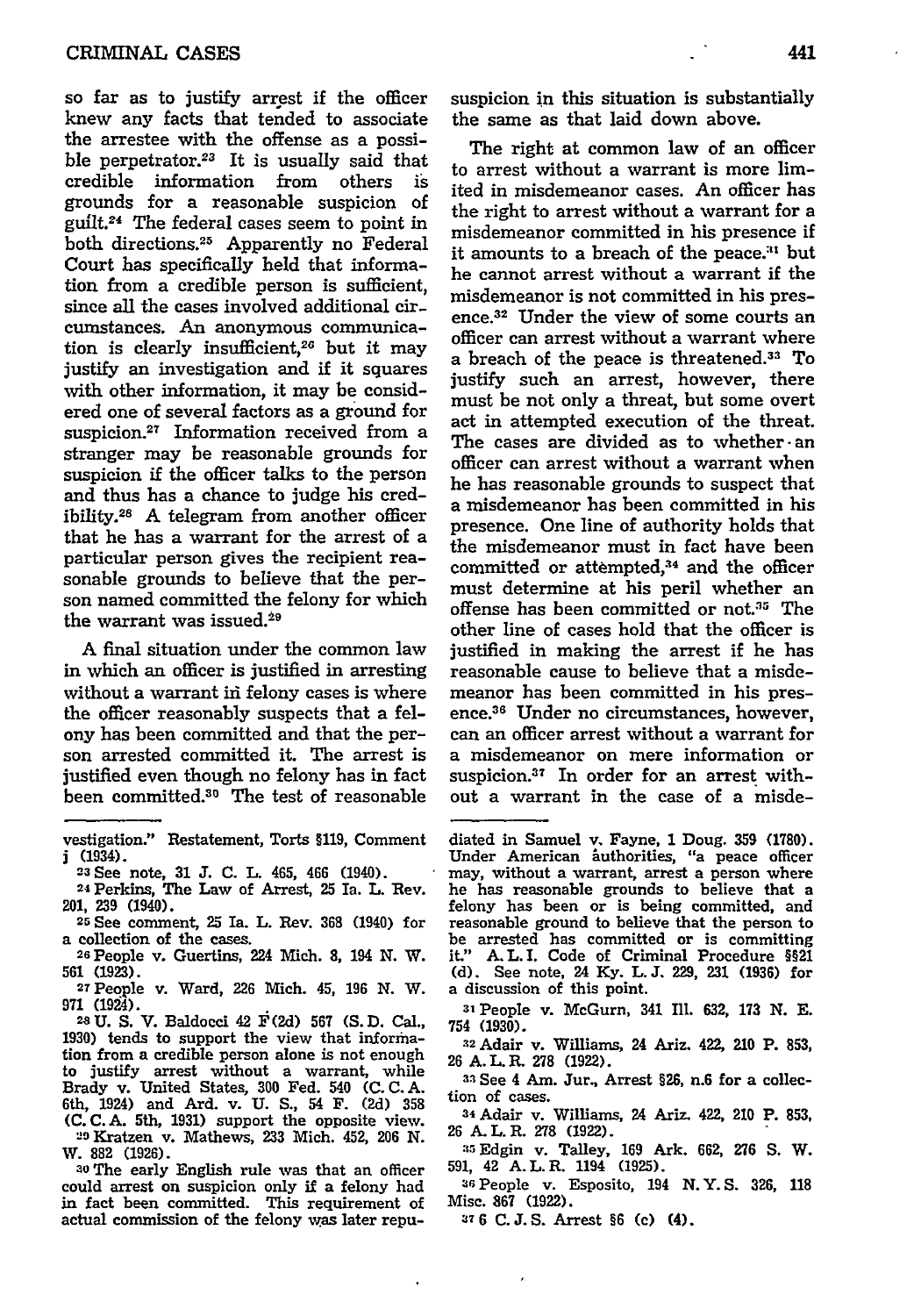so far as to justify arrest if the officer knew any facts that tended to associate the arrestee with the offense as a possible perpetrator.[23] It is usually said that credible information from others is grounds for a reasonable suspicion of guilt.[24] The federal cases seem to point in both directions.[25] Apparently no Federal Court has specifically held that information from a credible person is sufficient, since all the cases involved additional circumstances. An anonymous communication is clearly insufficient,[26] but it may justify an investigation and if it squares with other information, it may be considered one of several factors as a ground for suspicion.[27] Information received from a stranger may be reasonable grounds for suspicion if the officer talks to the person and thus has a chance to judge his credibility.[28] A telegram from another officer that he has a warrant for the arrest of a particular person gives the recipient reasonable grounds to believe that the person named committed the felony for which the warrant was issued.[29]

A final situation under the common law in which an officer is justified in arresting without a warrant in felony cases is where the officer reasonably suspects that a felony has been committed and that the person arrested committed it. The arrest is justified even though no felony has in fact been committed.[30] The test of reasonable suspicion in this situation is substantially the same as that laid down above.

The right at common law of an officer to arrest without a warrant is more limited in misdemeanor cases. An officer has the right to arrest without a warrant for a misdemeanor committed in his presence if it amounts to a breach of the peace.[31] but he cannot arrest without a warrant if the misdemeanor is not committed in his presence.[32] Under the view of some courts an officer can arrest without a warrant where a breach of the peace is threatened.[33] To justify such an arrest, however, there must be not only a threat, but some overt act in attempted execution of the threat. The cases are divided as to whether an officer can arrest without a warrant when he has reasonable grounds to suspect that a misdemeanor has been committed in his presence. One line of authority holds that the misdemeanor must in fact have been committed or attempted,[34] and the officer must determine at his peril whether an offense has been committed or not.[35] The other line of cases hold that the officer is justified in making the arrest if he has reasonable cause to believe that a misdemeanor has been committed in his presence.[36] Under no circumstances, however, can an officer arrest without a warrant for a misdemeanor on mere information or suspicion.[37] In order for an arrest without a warrant in the case of a misde-

---

vestigation." Restatement, Torts §119, Comment j (1934).

[23] See note, 31 J. C. L. 465, 466 (1940).

[24] Perkins, The Law of Arrest, 25 Ia. L. Rev. 201, 239 (1940).

[25] See comment, 25 Ia. L. Rev. 368 (1940) for a collection of the cases.

[26] People v. Guertins, 224 Mich. 8, 194 N. W. 561 (1923).

[27] People v. Ward, 226 Mich. 45, 196 N. W. 971 (1924).

[28] U. S. V. Baldocci 42 F(2d) 567 (S. D. Cal., 1930) tends to support the view that information from a credible person alone is not enough to justify arrest without a warrant, while Brady v. United States, 300 Fed. 540 (C. C. A. 6th, 1924) and Ard. v. U. S., 54 F. (2d) 358 (C. C. A. 5th, 1931) support the opposite view.

[29] Kratzen v. Mathews, 233 Mich. 452, 206 N. W. 882 (1926).

[30] The early English rule was that an officer could arrest on suspicion only if a felony had in fact been committed. This requirement of actual commission of the felony was later repudiated in Samuel v. Payne, 1 Doug. 359 (1780). Under American authorities, "a peace officer may, without a warrant, arrest a person where he has reasonable grounds to believe that a felony has been or is being committed, and reasonable ground to believe that the person to be arrested has committed or is committing it." A. L. I. Code of Criminal Procedure §§21 (d). See note, 24 Ky. L. J. 229, 231 (1936) for a discussion of this point.

[31] People v. McGurn, 341 Ill. 632, 173 N. E. 754 (1930).

[32] Adair v. Williams, 24 Ariz. 422, 210 P. 853, 26 A. L. R. 278 (1922).

[33] See 4 Am. Jur., Arrest §26, n.6 for a collection of cases.

[34] Adair v. Williams, 24 Ariz. 422, 210 P. 853, 26 A. L. R. 278 (1922).

[35] Edgin v. Talley, 169 Ark. 662, 276 S. W. 591, 42 A. L. R. 1194 (1925).

[36] People v. Esposito, 194 N. Y. S. 326, 118 Misc. 867 (1922).

[37] 6 C. J. S. Arrest §6 (c) (4).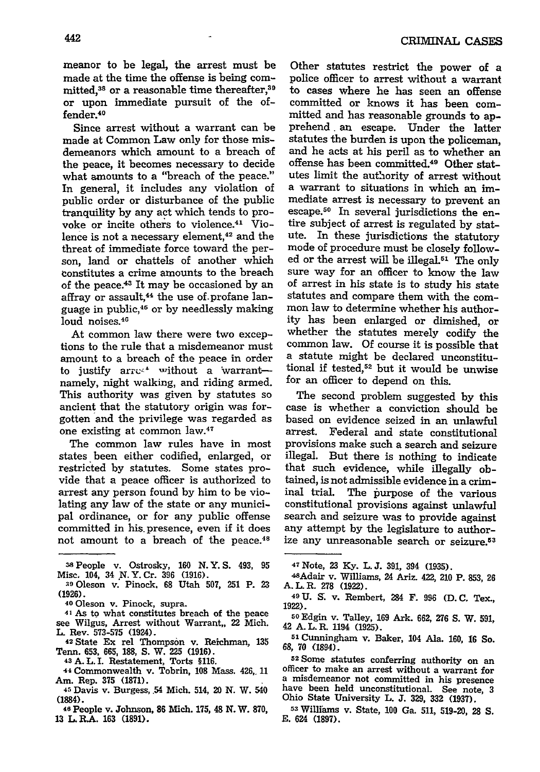meanor to be legal, the arrest must be made at the time the offense is being committed,[38] or a reasonable time thereafter,[39] or upon immediate pursuit of the offender.[40]

Since arrest without a warrant can be made at Common Law only for those misdemeanors which amount to a breach of the peace, it becomes necessary to decide what amounts to a "breach of the peace." In general, it includes any violation of public order or disturbance of the public tranquility by any act which tends to provoke or incite others to violence.[41] Violence is not a necessary element,[42] and the threat of immediate force toward the person, land or chattels of another which constitutes a crime amounts to the breach of the peace.[43] It may be occasioned by an affray or assault,[44] the use of profane language in public,[45] or by needlessly making loud noises.[46]

At common law there were two exceptions to the rule that a misdemeanor must amount to a breach of the peace in order to justify arrest without a warrant—namely, night walking, and riding armed. This authority was given by statutes so ancient that the statutory origin was forgotten and the privilege was regarded as one existing at common law.[47]

The common law rules have in most states been either codified, enlarged, or restricted by statutes. Some states provide that a peace officer is authorized to arrest any person found by him to be violating any law of the state or any municipal ordinance, or for any public offense committed in his presence, even if it does not amount to a breach of the peace.[48] Other statutes restrict the power of a police officer to arrest without a warrant to cases where he has seen an offense committed or knows it has been committed and has reasonable grounds to apprehend an escape. Under the latter statutes the burden is upon the policeman, and he acts at his peril as to whether an offense has been committed.[49] Other statutes limit the authority of arrest without a warrant to situations in which an immediate arrest is necessary to prevent an escape.[50] In several jurisdictions the entire subject of arrest is regulated by statute. In these jurisdictions the statutory mode of procedure must be closely followed or the arrest will be illegal.[51] The only sure way for an officer to know the law of arrest in his state is to study his state statutes and compare them with the common law to determine whether his authority has been enlarged or dimished, or whether the statutes merely codify the common law. Of course it is possible that a statute might be declared unconstitutional if tested,[52] but it would be unwise for an officer to depend on this.

The second problem suggested by this case is whether a conviction should be based on evidence seized in an unlawful arrest. Federal and state constitutional provisions make such a search and seizure illegal. But there is nothing to indicate that such evidence, while illegally obtained, is not admissible evidence in a criminal trial. The purpose of the various constitutional provisions against unlawful search and seizure was to provide against any attempt by the legislature to authorize any unreasonable search or seizure.[53]

---

[38] People v. Ostrosky, 160 N. Y. S. 493, 95 Misc. 104, 34 N. Y. Cr. 396 (1916).

[39] Oleson v. Pinock, 68 Utah 507, 251 P. 23 (1926).

[40] Oleson v. Pinock, supra.

[41] As to what constitutes breach of the peace see Wilgus, Arrest without Warrant, 22 Mich. L. Rev. 573-575 (1924).

[42] State Ex rel Thompson v. Reichman, 135 Tenn. 653, 665, 188, S. W. 225 (1916).

[43] A. L. I. Restatement, Torts §116.

[44] Commonwealth v. Tobrin, 108 Mass. 426, 11 Am. Rep. 375 (1871).

[45] Davis v. Burgess, 54 Mich. 514, 20 N. W. 540 (1884).

[46] People v. Johnson, 86 Mich. 175, 48 N. W. 870, 13 L. R.A. 163 (1891).

[47] Note, 23 Ky. L. J. 391, 394 (1935).

[48] Adair v. Williams, 24 Ariz. 422, 210 P. 853, 26 A. L. R. 278 (1922).

[49] U. S. v. Rembert, 284 F. 996 (D. C. Tex., 1922).

[50] Edgin v. Talley, 169 Ark. 662, 276 S. W. 591, 42 A. L. R. 1194 (1925).

[51] Cunningham v. Baker, 104 Ala. 160, 16 So. 68, 70 (1894).

[52] Some statutes conferring authority on an officer to make an arrest without a warrant for a misdemeanor not committed in his presence have been held unconstitutional. See note, 3 Ohio State University L. J. 329, 332 (1937).

[53] Williams v. State, 100 Ga. 511, 519-20, 28 S. E. 624 (1897).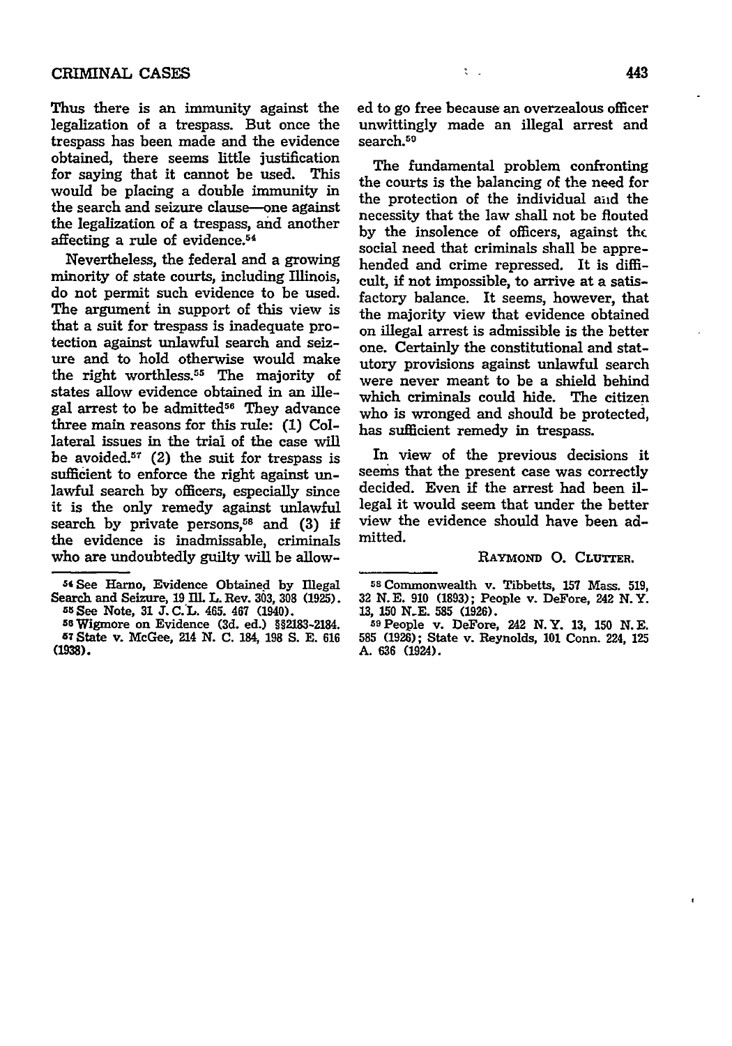Thus there is an immunity against the legalization of a trespass. But once the trespass has been made and the evidence obtained, there seems little justification for saying that it cannot be used. This would be placing a double immunity in the search and seizure clause—one against the legalization of a trespass, and another affecting a rule of evidence.[54]

Nevertheless, the federal and a growing minority of state courts, including Illinois, do not permit such evidence to be used. The argument in support of this view is that a suit for trespass is inadequate protection against unlawful search and seizure and to hold otherwise would make the right worthless.[55] The majority of states allow evidence obtained in an illegal arrest to be admitted[56] They advance three main reasons for this rule: (1) Collateral issues in the trial of the case will be avoided.[57] (2) the suit for trespass is sufficient to enforce the right against unlawful search by officers, especially since it is the only remedy against unlawful search by private persons,[58] and (3) if the evidence is inadmissable, criminals who are undoubtedly guilty will be allowed to go free because an overzealous officer unwittingly made an illegal arrest and search.[59]

The fundamental problem confronting the courts is the balancing of the need for the protection of the individual and the necessity that the law shall not be flouted by the insolence of officers, against the social need that criminals shall be apprehended and crime repressed. It is difficult, if not impossible, to arrive at a satisfactory balance. It seems, however, that the majority view that evidence obtained on illegal arrest is admissible is the better one. Certainly the constitutional and statutory provisions against unlawful search were never meant to be a shield behind which criminals could hide. The citizen who is wronged and should be protected, has sufficient remedy in trespass.

In view of the previous decisions it seems that the present case was correctly decided. Even if the arrest had been illegal it would seem that under the better view the evidence should have been admitted.

RAYMOND O. CLUTTER.

---

[54] See Harno, Evidence Obtained by Illegal Search and Seizure, 19 Ill. L. Rev. 303, 308 (1925).

[55] See Note, 31 J. C. L. 465. 467 (1940).

[56] Wigmore on Evidence (3d. ed.) §§2183-2184.

[57] State v. McGee, 214 N. C. 184, 198 S. E. 616 (1938).

[58] Commonwealth v. Tibbetts, 157 Mass. 519, 32 N. E. 910 (1893); People v. DeFore, 242 N. Y. 13, 150 N. E. 585 (1926).

[59] People v. DeFore, 242 N. Y. 13, 150 N. E. 585 (1926); State v. Reynolds, 101 Conn. 224, 125 A. 636 (1924).